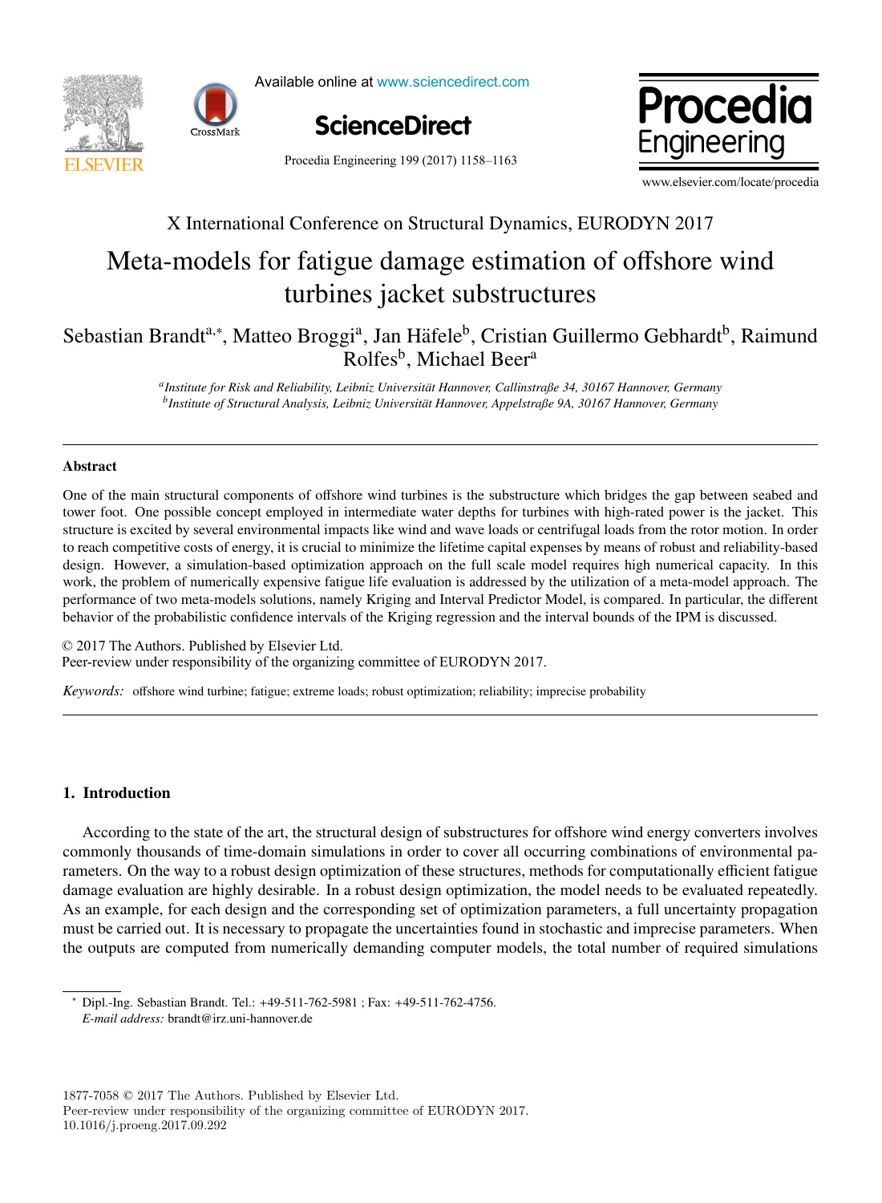X International Conference on Structural Dynamics, EURODYN 2017

# Meta-models for fatigue damage estimation of offshore wind turbines jacket substructures

Sebastian Brandt[a,*], Matteo Broggi[a], Jan Häfele[b], Cristian Guillermo Gebhardt[b], Raimund Rolfes[b], Michael Beer[a]

[a]*Institute for Risk and Reliability, Leibniz Universität Hannover, Callinstraße 34, 30167 Hannover, Germany*
[b]*Institute of Structural Analysis, Leibniz Universität Hannover, Appelstraße 9A, 30167 Hannover, Germany*

---

## Abstract

One of the main structural components of offshore wind turbines is the substructure which bridges the gap between seabed and tower foot. One possible concept employed in intermediate water depths for turbines with high-rated power is the jacket. This structure is excited by several environmental impacts like wind and wave loads or centrifugal loads from the rotor motion. In order to reach competitive costs of energy, it is crucial to minimize the lifetime capital expenses by means of robust and reliability-based design. However, a simulation-based optimization approach on the full scale model requires high numerical capacity. In this work, the problem of numerically expensive fatigue life evaluation is addressed by the utilization of a meta-model approach. The performance of two meta-models solutions, namely Kriging and Interval Predictor Model, is compared. In particular, the different behavior of the probabilistic confidence intervals of the Kriging regression and the interval bounds of the IPM is discussed.

© 2017 The Authors. Published by Elsevier Ltd.
Peer-review under responsibility of the organizing committee of EURODYN 2017.

*Keywords:* offshore wind turbine; fatigue; extreme loads; robust optimization; reliability; imprecise probability

---

## 1. Introduction

According to the state of the art, the structural design of substructures for offshore wind energy converters involves commonly thousands of time-domain simulations in order to cover all occurring combinations of environmental parameters. On the way to a robust design optimization of these structures, methods for computationally efficient fatigue damage evaluation are highly desirable. In a robust design optimization, the model needs to be evaluated repeatedly. As an example, for each design and the corresponding set of optimization parameters, a full uncertainty propagation must be carried out. It is necessary to propagate the uncertainties found in stochastic and imprecise parameters. When the outputs are computed from numerically demanding computer models, the total number of required simulations

---

* Dipl.-Ing. Sebastian Brandt. Tel.: +49-511-762-5981 ; Fax: +49-511-762-4756.
*E-mail address:* brandt@irz.uni-hannover.de

1877-7058 © 2017 The Authors. Published by Elsevier Ltd.
Peer-review under responsibility of the organizing committee of EURODYN 2017.
10.1016/j.proeng.2017.09.292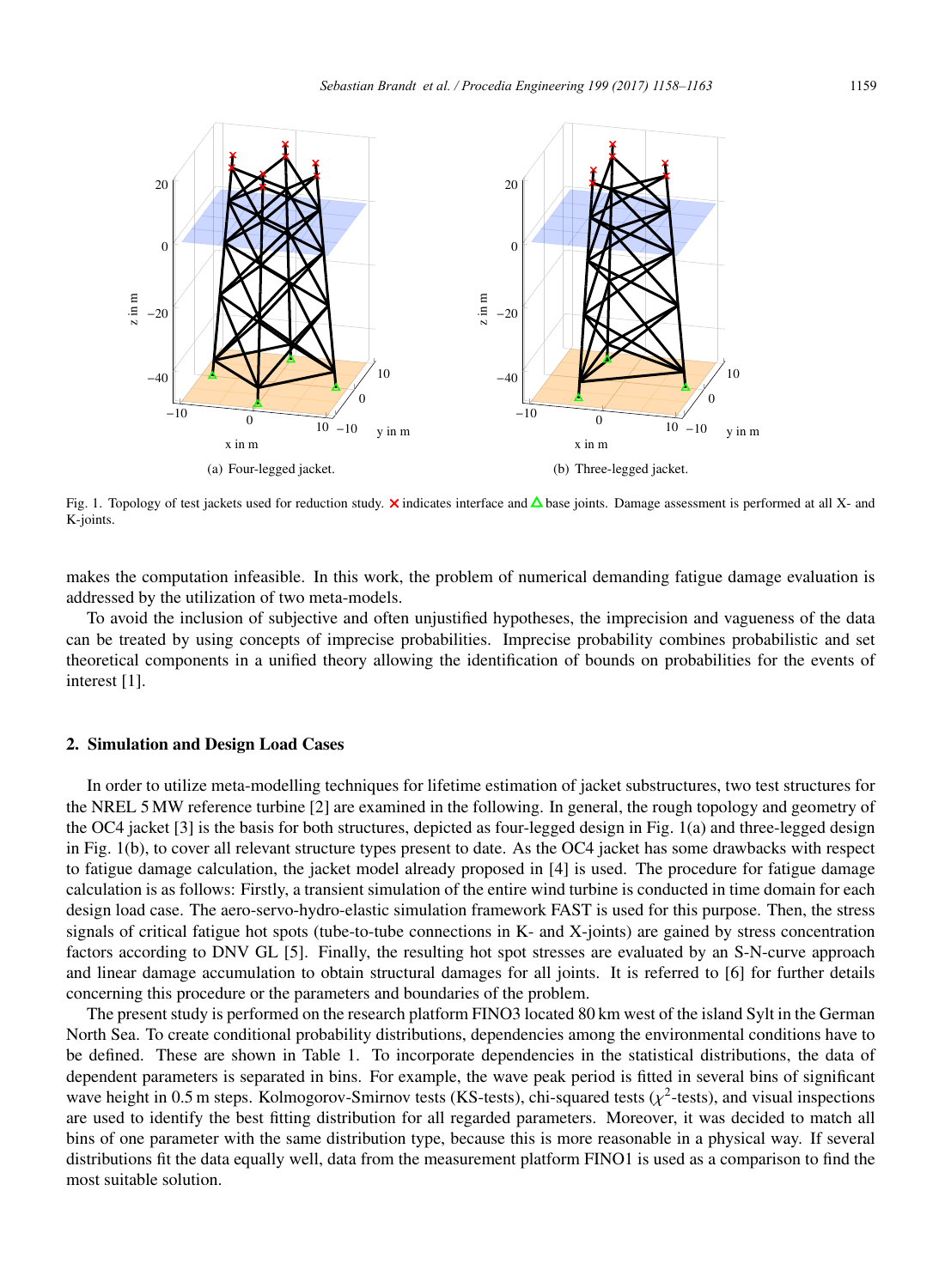(a) Four-legged jacket.

(b) Three-legged jacket.

Fig. 1. Topology of test jackets used for reduction study. × indicates interface and △ base joints. Damage assessment is performed at all X- and K-joints.

makes the computation infeasible. In this work, the problem of numerical demanding fatigue damage evaluation is addressed by the utilization of two meta-models.

To avoid the inclusion of subjective and often unjustified hypotheses, the imprecision and vagueness of the data can be treated by using concepts of imprecise probabilities. Imprecise probability combines probabilistic and set theoretical components in a unified theory allowing the identification of bounds on probabilities for the events of interest [1].

## 2. Simulation and Design Load Cases

In order to utilize meta-modelling techniques for lifetime estimation of jacket substructures, two test structures for the NREL 5 MW reference turbine [2] are examined in the following. In general, the rough topology and geometry of the OC4 jacket [3] is the basis for both structures, depicted as four-legged design in Fig. 1(a) and three-legged design in Fig. 1(b), to cover all relevant structure types present to date. As the OC4 jacket has some drawbacks with respect to fatigue damage calculation, the jacket model already proposed in [4] is used. The procedure for fatigue damage calculation is as follows: Firstly, a transient simulation of the entire wind turbine is conducted in time domain for each design load case. The aero-servo-hydro-elastic simulation framework FAST is used for this purpose. Then, the stress signals of critical fatigue hot spots (tube-to-tube connections in K- and X-joints) are gained by stress concentration factors according to DNV GL [5]. Finally, the resulting hot spot stresses are evaluated by an S-N-curve approach and linear damage accumulation to obtain structural damages for all joints. It is referred to [6] for further details concerning this procedure or the parameters and boundaries of the problem.

The present study is performed on the research platform FINO3 located 80 km west of the island Sylt in the German North Sea. To create conditional probability distributions, dependencies among the environmental conditions have to be defined. These are shown in Table 1. To incorporate dependencies in the statistical distributions, the data of dependent parameters is separated in bins. For example, the wave peak period is fitted in several bins of significant wave height in 0.5 m steps. Kolmogorov-Smirnov tests (KS-tests), chi-squared tests ($\chi^2$-tests), and visual inspections are used to identify the best fitting distribution for all regarded parameters. Moreover, it was decided to match all bins of one parameter with the same distribution type, because this is more reasonable in a physical way. If several distributions fit the data equally well, data from the measurement platform FINO1 is used as a comparison to find the most suitable solution.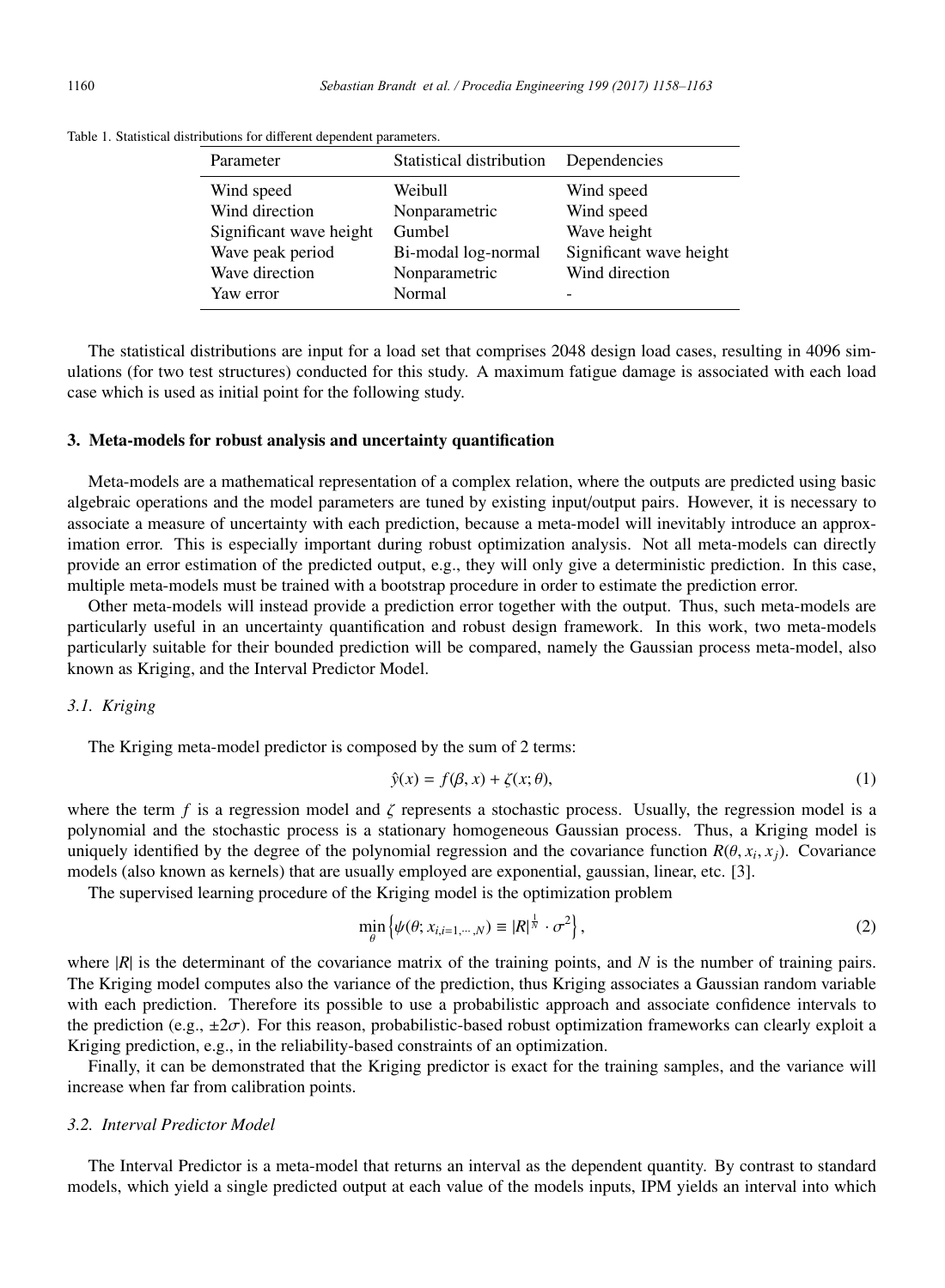Table 1. Statistical distributions for different dependent parameters.

| Parameter | Statistical distribution | Dependencies |
| --- | --- | --- |
| Wind speed | Weibull | Wind speed |
| Wind direction | Nonparametric | Wind speed |
| Significant wave height | Gumbel | Wave height |
| Wave peak period | Bi-modal log-normal | Significant wave height |
| Wave direction | Nonparametric | Wind direction |
| Yaw error | Normal | - |

The statistical distributions are input for a load set that comprises 2048 design load cases, resulting in 4096 simulations (for two test structures) conducted for this study. A maximum fatigue damage is associated with each load case which is used as initial point for the following study.

## 3. Meta-models for robust analysis and uncertainty quantification

Meta-models are a mathematical representation of a complex relation, where the outputs are predicted using basic algebraic operations and the model parameters are tuned by existing input/output pairs. However, it is necessary to associate a measure of uncertainty with each prediction, because a meta-model will inevitably introduce an approximation error. This is especially important during robust optimization analysis. Not all meta-models can directly provide an error estimation of the predicted output, e.g., they will only give a deterministic prediction. In this case, multiple meta-models must be trained with a bootstrap procedure in order to estimate the prediction error.

Other meta-models will instead provide a prediction error together with the output. Thus, such meta-models are particularly useful in an uncertainty quantification and robust design framework. In this work, two meta-models particularly suitable for their bounded prediction will be compared, namely the Gaussian process meta-model, also known as Kriging, and the Interval Predictor Model.

### *3.1. Kriging*

The Kriging meta-model predictor is composed by the sum of 2 terms:

$$\hat{y}(x) = f(\beta, x) + \zeta(x; \theta), \tag{1}$$

where the term $f$ is a regression model and $\zeta$ represents a stochastic process. Usually, the regression model is a polynomial and the stochastic process is a stationary homogeneous Gaussian process. Thus, a Kriging model is uniquely identified by the degree of the polynomial regression and the covariance function $R(\theta, x_i, x_j)$. Covariance models (also known as kernels) that are usually employed are exponential, gaussian, linear, etc. [3].

The supervised learning procedure of the Kriging model is the optimization problem

$$\min_{\theta} \left\{ \psi(\theta; x_{i,i=1,\cdots,N}) \equiv |R|^{\frac{1}{N}} \cdot \sigma^2 \right\}, \tag{2}$$

where $|R|$ is the determinant of the covariance matrix of the training points, and $N$ is the number of training pairs. The Kriging model computes also the variance of the prediction, thus Kriging associates a Gaussian random variable with each prediction. Therefore its possible to use a probabilistic approach and associate confidence intervals to the prediction (e.g., $\pm 2\sigma$). For this reason, probabilistic-based robust optimization frameworks can clearly exploit a Kriging prediction, e.g., in the reliability-based constraints of an optimization.

Finally, it can be demonstrated that the Kriging predictor is exact for the training samples, and the variance will increase when far from calibration points.

### *3.2. Interval Predictor Model*

The Interval Predictor is a meta-model that returns an interval as the dependent quantity. By contrast to standard models, which yield a single predicted output at each value of the models inputs, IPM yields an interval into which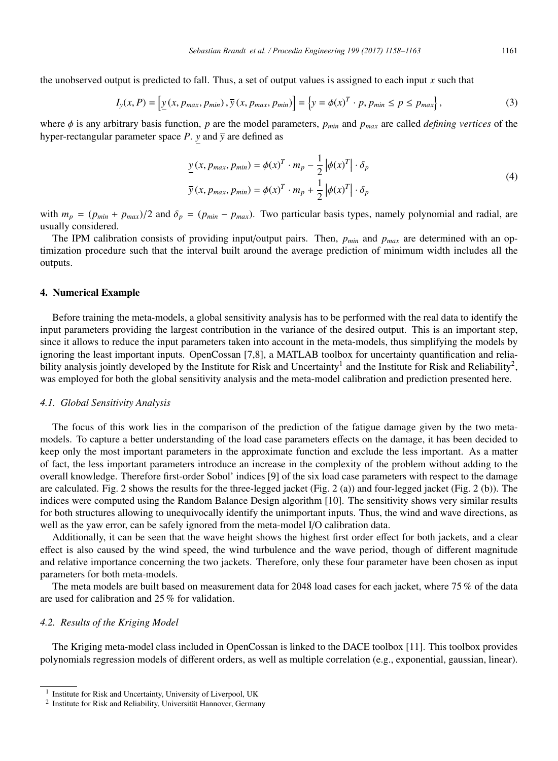the unobserved output is predicted to fall. Thus, a set of output values is assigned to each input $x$ such that

$$I_y(x, P) = \left[\underline{y}(x, p_{max}, p_{min}), \overline{y}(x, p_{max}, p_{min})\right] = \left\{y = \phi(x)^T \cdot p, p_{min} \leq p \leq p_{max}\right\}, \tag{3}$$

where $\phi$ is any arbitrary basis function, $p$ are the model parameters, $p_{min}$ and $p_{max}$ are called *defining vertices* of the hyper-rectangular parameter space $P$. $\underline{y}$ and $\overline{y}$ are defined as

$$\begin{aligned}
\underline{y}(x, p_{max}, p_{min}) &= \phi(x)^T \cdot m_p - \frac{1}{2}\left|\phi(x)^T\right| \cdot \delta_p \\
\overline{y}(x, p_{max}, p_{min}) &= \phi(x)^T \cdot m_p + \frac{1}{2}\left|\phi(x)^T\right| \cdot \delta_p
\end{aligned} \tag{4}$$

with $m_p = (p_{min} + p_{max})/2$ and $\delta_p = (p_{min} - p_{max})$. Two particular basis types, namely polynomial and radial, are usually considered.

The IPM calibration consists of providing input/output pairs. Then, $p_{min}$ and $p_{max}$ are determined with an optimization procedure such that the interval built around the average prediction of minimum width includes all the outputs.

## 4. Numerical Example

Before training the meta-models, a global sensitivity analysis has to be performed with the real data to identify the input parameters providing the largest contribution in the variance of the desired output. This is an important step, since it allows to reduce the input parameters taken into account in the meta-models, thus simplifying the models by ignoring the least important inputs. OpenCossan [7,8], a MATLAB toolbox for uncertainty quantification and reliability analysis jointly developed by the Institute for Risk and Uncertainty[1] and the Institute for Risk and Reliability[2], was employed for both the global sensitivity analysis and the meta-model calibration and prediction presented here.

### *4.1. Global Sensitivity Analysis*

The focus of this work lies in the comparison of the prediction of the fatigue damage given by the two meta-models. To capture a better understanding of the load case parameters effects on the damage, it has been decided to keep only the most important parameters in the approximate function and exclude the less important. As a matter of fact, the less important parameters introduce an increase in the complexity of the problem without adding to the overall knowledge. Therefore first-order Sobol' indices [9] of the six load case parameters with respect to the damage are calculated. Fig. 2 shows the results for the three-legged jacket (Fig. 2 (a)) and four-legged jacket (Fig. 2 (b)). The indices were computed using the Random Balance Design algorithm [10]. The sensitivity shows very similar results for both structures allowing to unequivocally identify the unimportant inputs. Thus, the wind and wave directions, as well as the yaw error, can be safely ignored from the meta-model I/O calibration data.

Additionally, it can be seen that the wave height shows the highest first order effect for both jackets, and a clear effect is also caused by the wind speed, the wind turbulence and the wave period, though of different magnitude and relative importance concerning the two jackets. Therefore, only these four parameter have been chosen as input parameters for both meta-models.

The meta models are built based on measurement data for 2048 load cases for each jacket, where 75 % of the data are used for calibration and 25 % for validation.

### *4.2. Results of the Kriging Model*

The Kriging meta-model class included in OpenCossan is linked to the DACE toolbox [11]. This toolbox provides polynomials regression models of different orders, as well as multiple correlation (e.g., exponential, gaussian, linear).

[1] Institute for Risk and Uncertainty, University of Liverpool, UK

[2] Institute for Risk and Reliability, Universität Hannover, Germany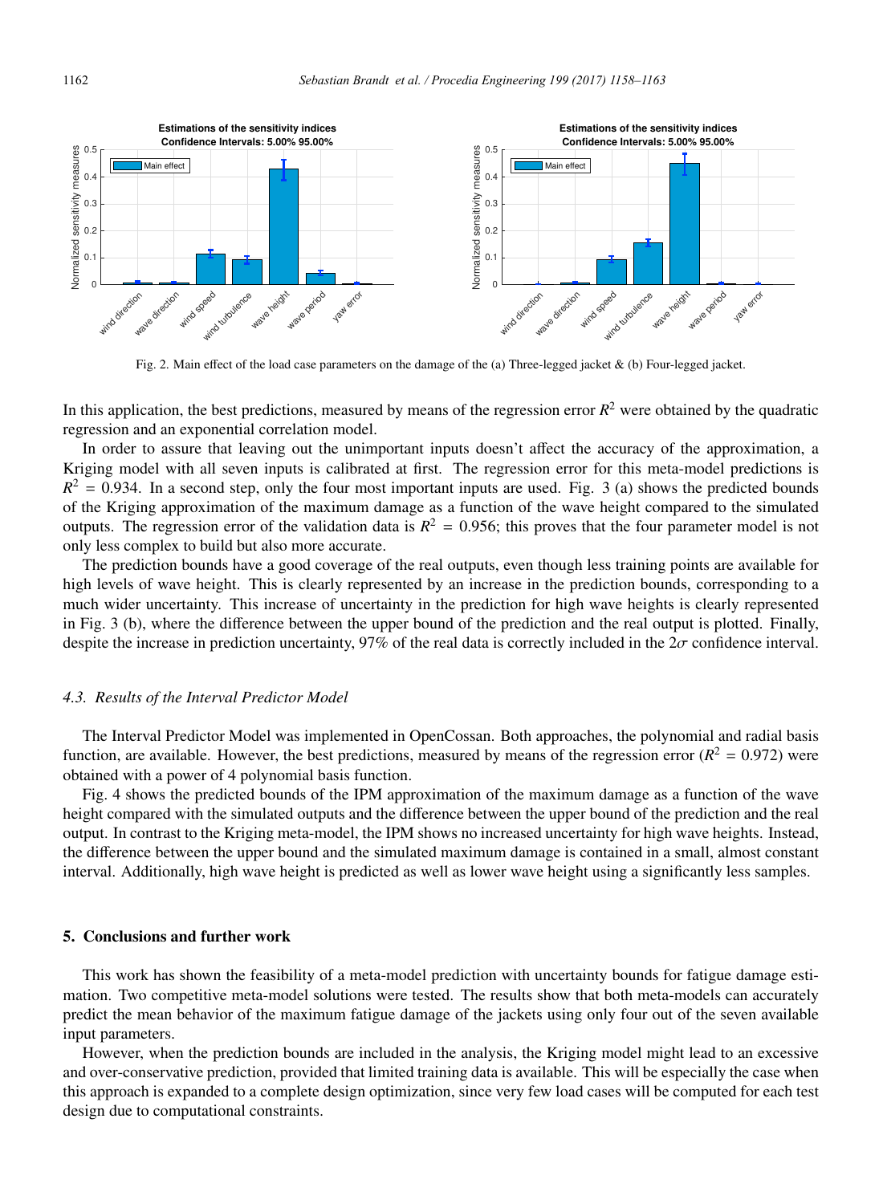Fig. 2. Main effect of the load case parameters on the damage of the (a) Three-legged jacket & (b) Four-legged jacket.

In this application, the best predictions, measured by means of the regression error $R^2$ were obtained by the quadratic regression and an exponential correlation model.

In order to assure that leaving out the unimportant inputs doesn't affect the accuracy of the approximation, a Kriging model with all seven inputs is calibrated at first. The regression error for this meta-model predictions is $R^2 = 0.934$. In a second step, only the four most important inputs are used. Fig. 3 (a) shows the predicted bounds of the Kriging approximation of the maximum damage as a function of the wave height compared to the simulated outputs. The regression error of the validation data is $R^2 = 0.956$; this proves that the four parameter model is not only less complex to build but also more accurate.

The prediction bounds have a good coverage of the real outputs, even though less training points are available for high levels of wave height. This is clearly represented by an increase in the prediction bounds, corresponding to a much wider uncertainty. This increase of uncertainty in the prediction for high wave heights is clearly represented in Fig. 3 (b), where the difference between the upper bound of the prediction and the real output is plotted. Finally, despite the increase in prediction uncertainty, 97% of the real data is correctly included in the $2\sigma$ confidence interval.

### *4.3. Results of the Interval Predictor Model*

The Interval Predictor Model was implemented in OpenCossan. Both approaches, the polynomial and radial basis function, are available. However, the best predictions, measured by means of the regression error ($R^2 = 0.972$) were obtained with a power of 4 polynomial basis function.

Fig. 4 shows the predicted bounds of the IPM approximation of the maximum damage as a function of the wave height compared with the simulated outputs and the difference between the upper bound of the prediction and the real output. In contrast to the Kriging meta-model, the IPM shows no increased uncertainty for high wave heights. Instead, the difference between the upper bound and the simulated maximum damage is contained in a small, almost constant interval. Additionally, high wave height is predicted as well as lower wave height using a significantly less samples.

## 5. Conclusions and further work

This work has shown the feasibility of a meta-model prediction with uncertainty bounds for fatigue damage estimation. Two competitive meta-model solutions were tested. The results show that both meta-models can accurately predict the mean behavior of the maximum fatigue damage of the jackets using only four out of the seven available input parameters.

However, when the prediction bounds are included in the analysis, the Kriging model might lead to an excessive and over-conservative prediction, provided that limited training data is available. This will be especially the case when this approach is expanded to a complete design optimization, since very few load cases will be computed for each test design due to computational constraints.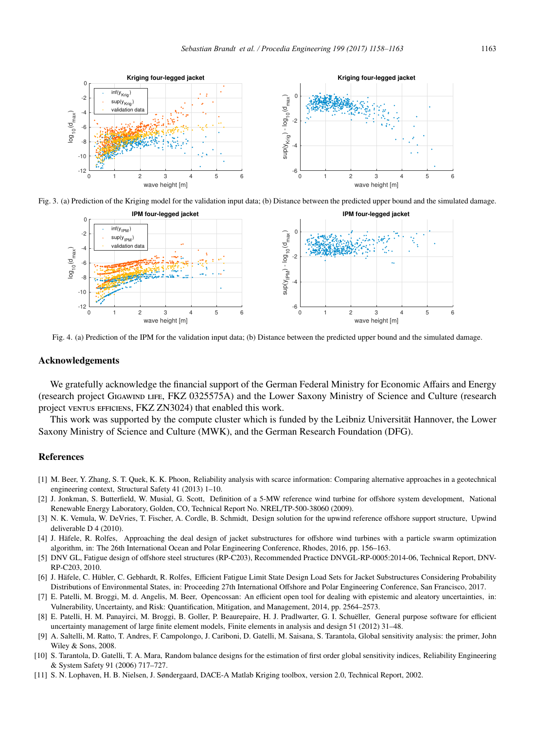Kriging four-legged jacket

inf($y_{Krig}$)
sup($y_{Krig}$)
validation data

$\log_{10}(d_{max})$

wave height [m]

Kriging four-legged jacket

sup($y_{Krig}$) - $\log_{10}(d_{max})$

wave height [m]

Fig. 3. (a) Prediction of the Kriging model for the validation input data; (b) Distance between the predicted upper bound and the simulated damage.

IPM four-legged jacket

inf($y_{IPM}$)
sup($y_{IPM}$)
validation data

$\log_{10}(d_{max})$

wave height [m]

IPM four-legged jacket

sup($y_{IPM}$) - $\log_{10}(d_{max})$

wave height [m]

Fig. 4. (a) Prediction of the IPM for the validation input data; (b) Distance between the predicted upper bound and the simulated damage.

## Acknowledgements

We gratefully acknowledge the financial support of the German Federal Ministry for Economic Affairs and Energy (research project GIGAWIND LIFE, FKZ 0325575A) and the Lower Saxony Ministry of Science and Culture (research project VENTUS EFFICIENS, FKZ ZN3024) that enabled this work.

This work was supported by the compute cluster which is funded by the Leibniz Universität Hannover, the Lower Saxony Ministry of Science and Culture (MWK), and the German Research Foundation (DFG).

## References

[1] M. Beer, Y. Zhang, S. T. Quek, K. K. Phoon, Reliability analysis with scarce information: Comparing alternative approaches in a geotechnical engineering context, Structural Safety 41 (2013) 1–10.

[2] J. Jonkman, S. Butterfield, W. Musial, G. Scott, Definition of a 5-MW reference wind turbine for offshore system development, National Renewable Energy Laboratory, Golden, CO, Technical Report No. NREL/TP-500-38060 (2009).

[3] N. K. Vemula, W. DeVries, T. Fischer, A. Cordle, B. Schmidt, Design solution for the upwind reference offshore support structure, Upwind deliverable D 4 (2010).

[4] J. Häfele, R. Rolfes, Approaching the deal design of jacket substructures for offshore wind turbines with a particle swarm optimization algorithm, in: The 26th International Ocean and Polar Engineering Conference, Rhodes, 2016, pp. 156–163.

[5] DNV GL, Fatigue design of offshore steel structures (RP-C203), Recommended Practice DNVGL-RP-0005:2014-06, Technical Report, DNV-RP-C203, 2010.

[6] J. Häfele, C. Hübler, C. Gebhardt, R. Rolfes, Efficient Fatigue Limit State Design Load Sets for Jacket Substructures Considering Probability Distributions of Environmental States, in: Proceeding 27th International Offshore and Polar Engineering Conference, San Francisco, 2017.

[7] E. Patelli, M. Broggi, M. d. Angelis, M. Beer, Opencossan: An efficient open tool for dealing with epistemic and aleatory uncertainties, in: Vulnerability, Uncertainty, and Risk: Quantification, Mitigation, and Management, 2014, pp. 2564–2573.

[8] E. Patelli, H. M. Panayirci, M. Broggi, B. Goller, P. Beaurepaire, H. J. Pradlwarter, G. I. Schuëller, General purpose software for efficient uncertainty management of large finite element models, Finite elements in analysis and design 51 (2012) 31–48.

[9] A. Saltelli, M. Ratto, T. Andres, F. Campolongo, J. Cariboni, D. Gatelli, M. Saisana, S. Tarantola, Global sensitivity analysis: the primer, John Wiley & Sons, 2008.

[10] S. Tarantola, D. Gatelli, T. A. Mara, Random balance designs for the estimation of first order global sensitivity indices, Reliability Engineering & System Safety 91 (2006) 717–727.

[11] S. N. Lophaven, H. B. Nielsen, J. Søndergaard, DACE-A Matlab Kriging toolbox, version 2.0, Technical Report, 2002.